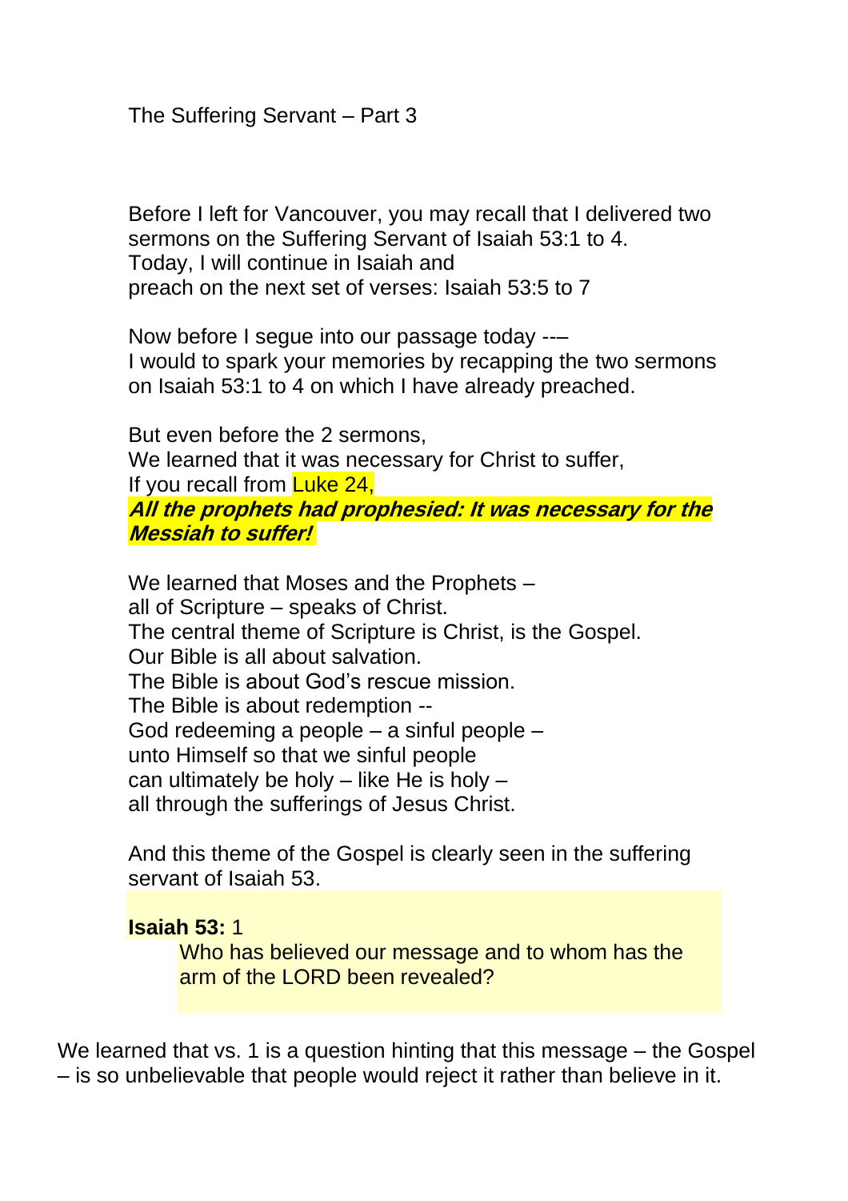# The Suffering Servant – Part 3

Before I left for Vancouver, you may recall that I delivered two sermons on the Suffering Servant of Isaiah 53:1 to 4.
Today, I will continue in Isaiah and
preach on the next set of verses: Isaiah 53:5 to 7

Now before I segue into our passage today ---
I would to spark your memories by recapping the two sermons on Isaiah 53:1 to 4 on which I have already preached.

But even before the 2 sermons,
We learned that it was necessary for Christ to suffer,
If you recall from Luke 24,
***All the prophets had prophesied: It was necessary for the Messiah to suffer!***

We learned that Moses and the Prophets –
all of Scripture – speaks of Christ.
The central theme of Scripture is Christ, is the Gospel.
Our Bible is all about salvation.
The Bible is about God's rescue mission.
The Bible is about redemption --
God redeeming a people – a sinful people –
unto Himself so that we sinful people
can ultimately be holy – like He is holy –
all through the sufferings of Jesus Christ.

And this theme of the Gospel is clearly seen in the suffering servant of Isaiah 53.

**Isaiah 53:** 1

> Who has believed our message and to whom has the arm of the LORD been revealed?

We learned that vs. 1 is a question hinting that this message – the Gospel – is so unbelievable that people would reject it rather than believe in it.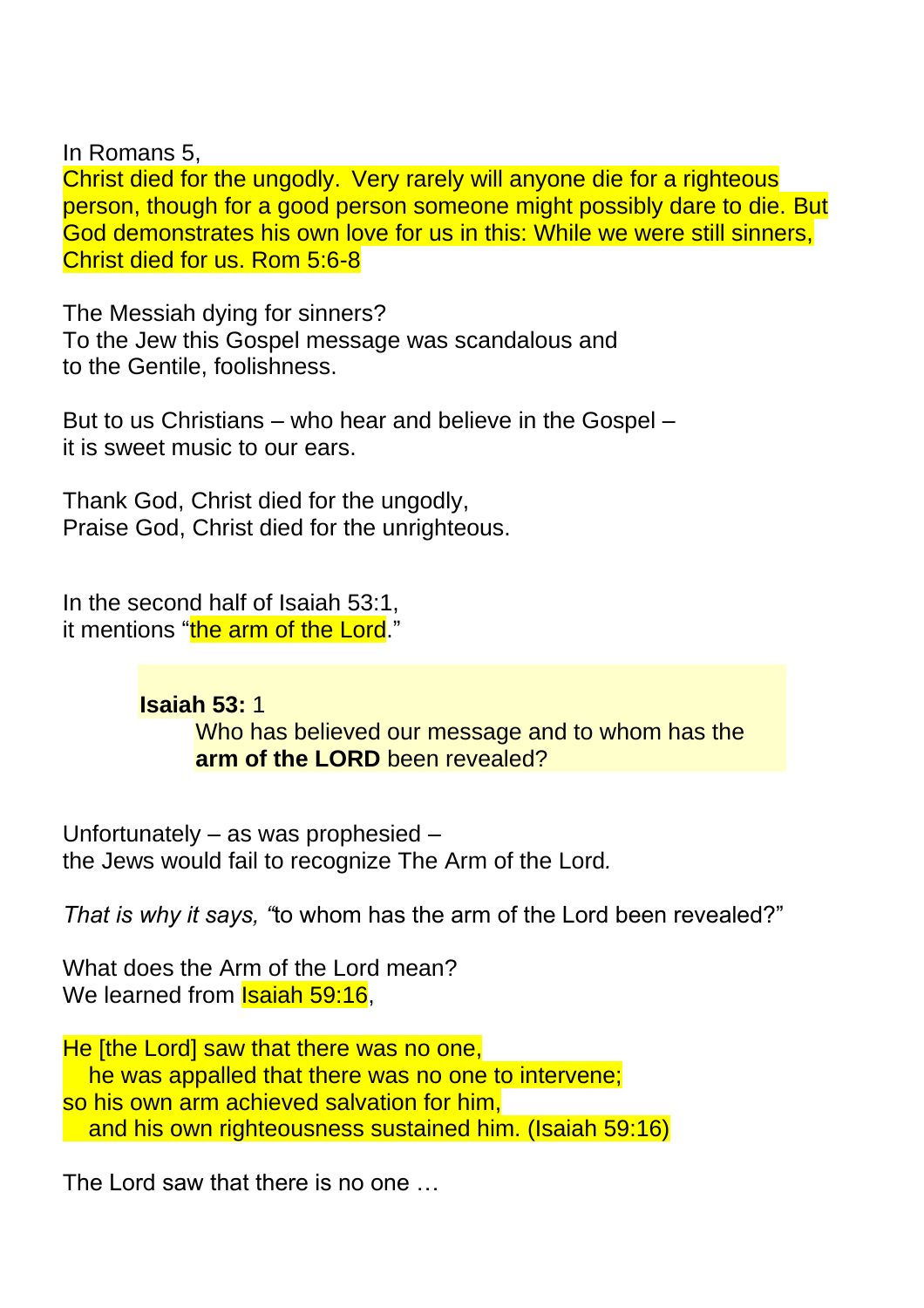In Romans 5,

Christ died for the ungodly.  Very rarely will anyone die for a righteous person, though for a good person someone might possibly dare to die. But God demonstrates his own love for us in this: While we were still sinners, Christ died for us. Rom 5:6-8

The Messiah dying for sinners?
To the Jew this Gospel message was scandalous and
to the Gentile, foolishness.

But to us Christians – who hear and believe in the Gospel –
it is sweet music to our ears.

Thank God, Christ died for the ungodly,
Praise God, Christ died for the unrighteous.

In the second half of Isaiah 53:1,
it mentions "the arm of the Lord."

> **Isaiah 53:** 1
> Who has believed our message and to whom has the **arm of the LORD** been revealed?

Unfortunately – as was prophesied –
the Jews would fail to recognize The Arm of the Lord.

*That is why it says, "*to whom has the arm of the Lord been revealed?"

What does the Arm of the Lord mean?
We learned from Isaiah 59:16,

He [the Lord] saw that there was no one,
he was appalled that there was no one to intervene;
so his own arm achieved salvation for him,
and his own righteousness sustained him. (Isaiah 59:16)

The Lord saw that there is no one …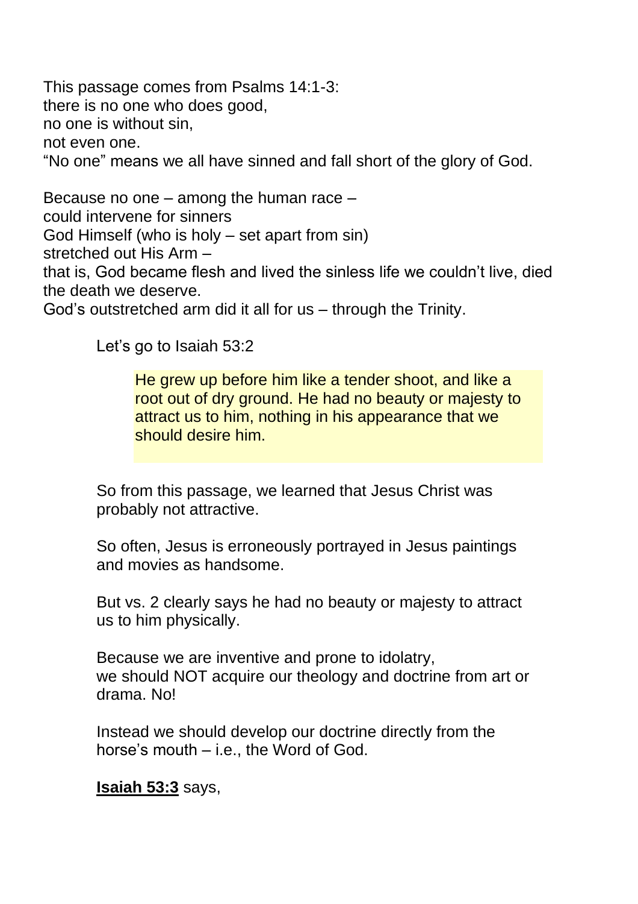This passage comes from Psalms 14:1-3:
there is no one who does good,
no one is without sin,
not even one.
"No one" means we all have sinned and fall short of the glory of God.

Because no one – among the human race –
could intervene for sinners
God Himself (who is holy – set apart from sin)
stretched out His Arm –
that is, God became flesh and lived the sinless life we couldn't live, died the death we deserve.
God's outstretched arm did it all for us – through the Trinity.

Let's go to Isaiah 53:2

> He grew up before him like a tender shoot, and like a root out of dry ground. He had no beauty or majesty to attract us to him, nothing in his appearance that we should desire him.

So from this passage, we learned that Jesus Christ was probably not attractive.

So often, Jesus is erroneously portrayed in Jesus paintings and movies as handsome.

But vs. 2 clearly says he had no beauty or majesty to attract us to him physically.

Because we are inventive and prone to idolatry,
we should NOT acquire our theology and doctrine from art or drama. No!

Instead we should develop our doctrine directly from the horse's mouth – i.e., the Word of God.

**Isaiah 53:3** says,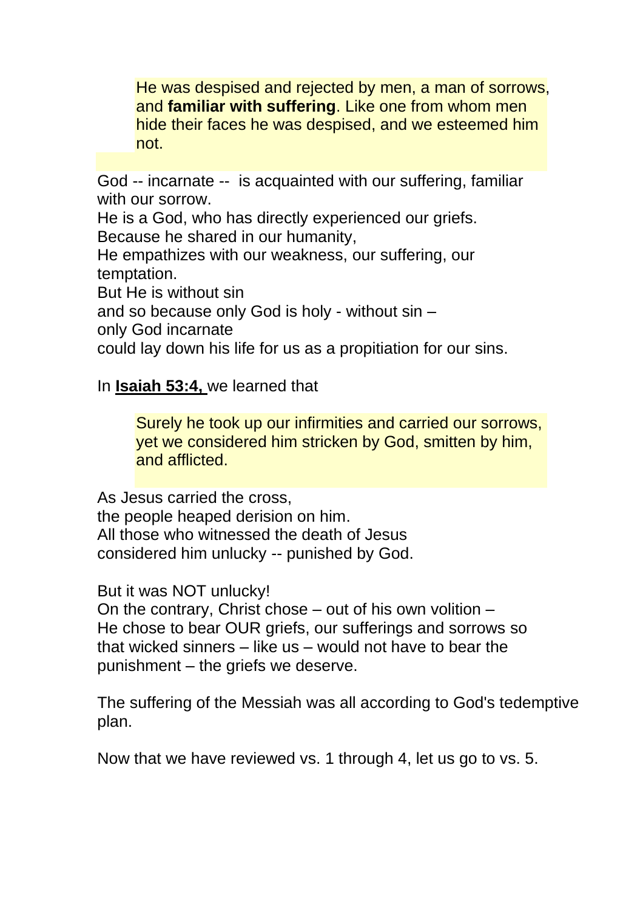> He was despised and rejected by men, a man of sorrows, and **familiar with suffering**. Like one from whom men hide their faces he was despised, and we esteemed him not.

God -- incarnate -- is acquainted with our suffering, familiar with our sorrow.
He is a God, who has directly experienced our griefs.
Because he shared in our humanity,
He empathizes with our weakness, our suffering, our temptation.
But He is without sin
and so because only God is holy - without sin –
only God incarnate
could lay down his life for us as a propitiation for our sins.

In **Isaiah 53:4,** we learned that

> Surely he took up our infirmities and carried our sorrows, yet we considered him stricken by God, smitten by him, and afflicted.

As Jesus carried the cross,
the people heaped derision on him.
All those who witnessed the death of Jesus
considered him unlucky -- punished by God.

But it was NOT unlucky!
On the contrary, Christ chose – out of his own volition –
He chose to bear OUR griefs, our sufferings and sorrows so that wicked sinners – like us – would not have to bear the punishment – the griefs we deserve.

The suffering of the Messiah was all according to God's tedemptive plan.

Now that we have reviewed vs. 1 through 4, let us go to vs. 5.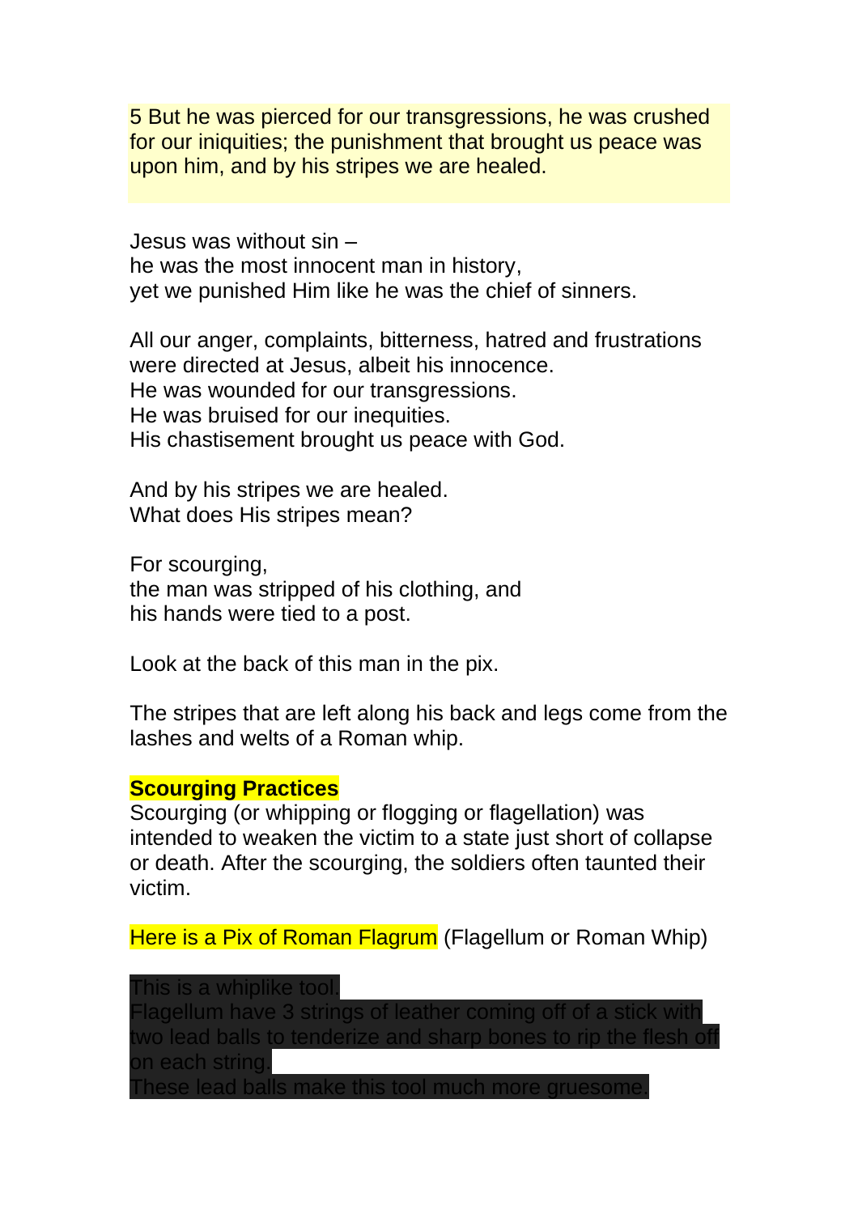5 But he was pierced for our transgressions, he was crushed for our iniquities; the punishment that brought us peace was upon him, and by his stripes we are healed.

Jesus was without sin –
he was the most innocent man in history,
yet we punished Him like he was the chief of sinners.

All our anger, complaints, bitterness, hatred and frustrations were directed at Jesus, albeit his innocence.
He was wounded for our transgressions.
He was bruised for our inequities.
His chastisement brought us peace with God.

And by his stripes we are healed.
What does His stripes mean?

For scourging,
the man was stripped of his clothing, and
his hands were tied to a post.

Look at the back of this man in the pix.

The stripes that are left along his back and legs come from the lashes and welts of a Roman whip.

**Scourging Practices**
Scourging (or whipping or flogging or flagellation) was intended to weaken the victim to a state just short of collapse or death. After the scourging, the soldiers often taunted their victim.

Here is a Pix of Roman Flagrum (Flagellum or Roman Whip)

This is a whiplike tool.
Flagellum have 3 strings of leather coming off of a stick with two lead balls to tenderize and sharp bones to rip the flesh off on each string.
These lead balls make this tool much more gruesome.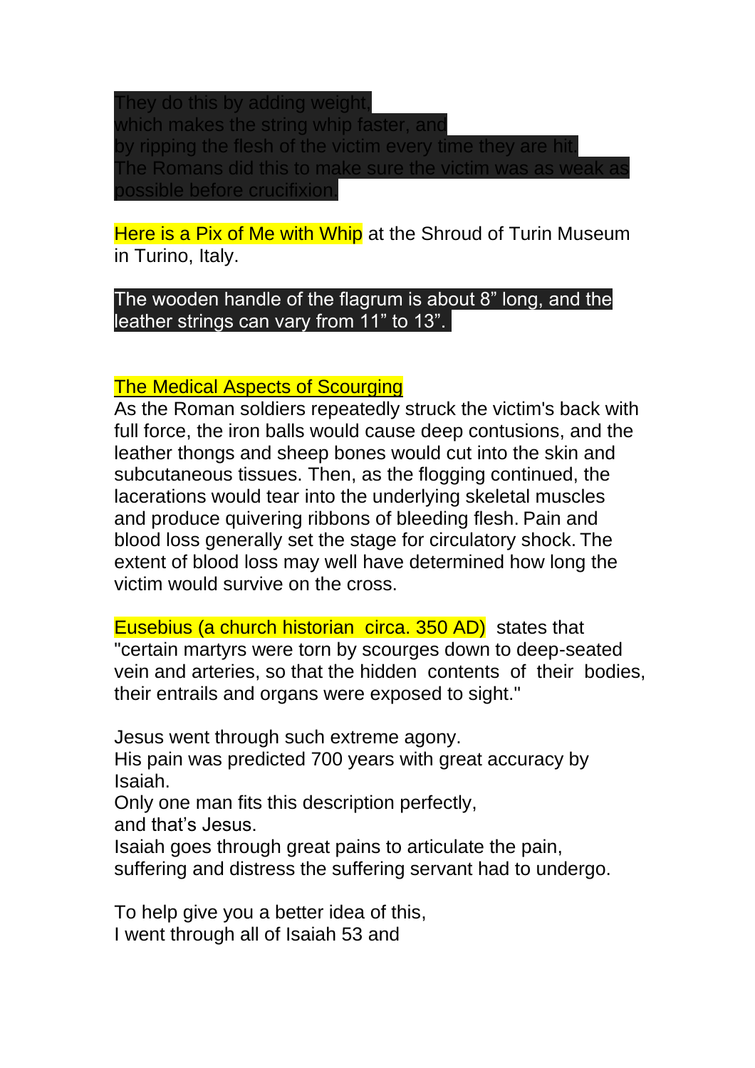They do this by adding weight,
which makes the string whip faster, and
by ripping the flesh of the victim every time they are hit.
The Romans did this to make sure the victim was as weak as possible before crucifixion.

Here is a Pix of Me with Whip at the Shroud of Turin Museum in Turino, Italy.

The wooden handle of the flagrum is about 8” long, and the leather strings can vary from 11” to 13”.

The Medical Aspects of Scourging

As the Roman soldiers repeatedly struck the victim's back with full force, the iron balls would cause deep contusions, and the leather thongs and sheep bones would cut into the skin and subcutaneous tissues. Then, as the flogging continued, the lacerations would tear into the underlying skeletal muscles and produce quivering ribbons of bleeding flesh. Pain and blood loss generally set the stage for circulatory shock. The extent of blood loss may well have determined how long the victim would survive on the cross.

Eusebius (a church historian circa. 350 AD) states that "certain martyrs were torn by scourges down to deep-seated vein and arteries, so that the hidden contents of their bodies, their entrails and organs were exposed to sight."

Jesus went through such extreme agony.
His pain was predicted 700 years with great accuracy by Isaiah.
Only one man fits this description perfectly,
and that’s Jesus.
Isaiah goes through great pains to articulate the pain, suffering and distress the suffering servant had to undergo.

To help give you a better idea of this,
I went through all of Isaiah 53 and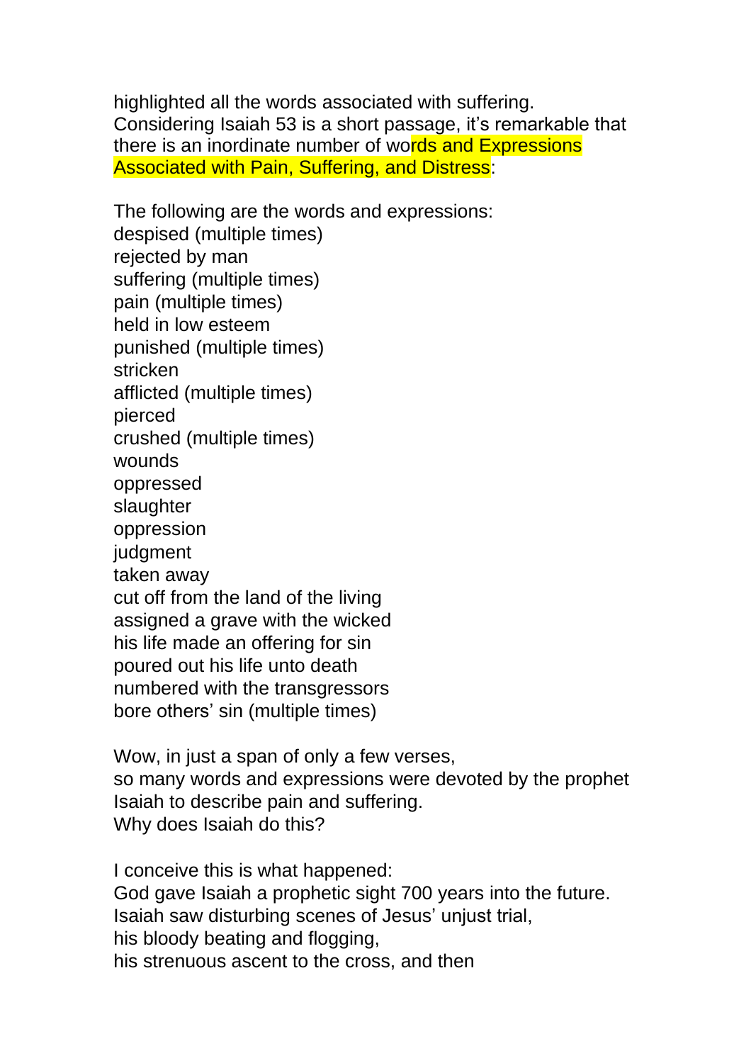highlighted all the words associated with suffering.
Considering Isaiah 53 is a short passage, it's remarkable that there is an inordinate number of words and Expressions Associated with Pain, Suffering, and Distress:

The following are the words and expressions:
despised (multiple times)
rejected by man
suffering (multiple times)
pain (multiple times)
held in low esteem
punished (multiple times)
stricken
afflicted (multiple times)
pierced
crushed (multiple times)
wounds
oppressed
slaughter
oppression
judgment
taken away
cut off from the land of the living
assigned a grave with the wicked
his life made an offering for sin
poured out his life unto death
numbered with the transgressors
bore others' sin (multiple times)

Wow, in just a span of only a few verses,
so many words and expressions were devoted by the prophet Isaiah to describe pain and suffering.
Why does Isaiah do this?

I conceive this is what happened:
God gave Isaiah a prophetic sight 700 years into the future.
Isaiah saw disturbing scenes of Jesus' unjust trial,
his bloody beating and flogging,
his strenuous ascent to the cross, and then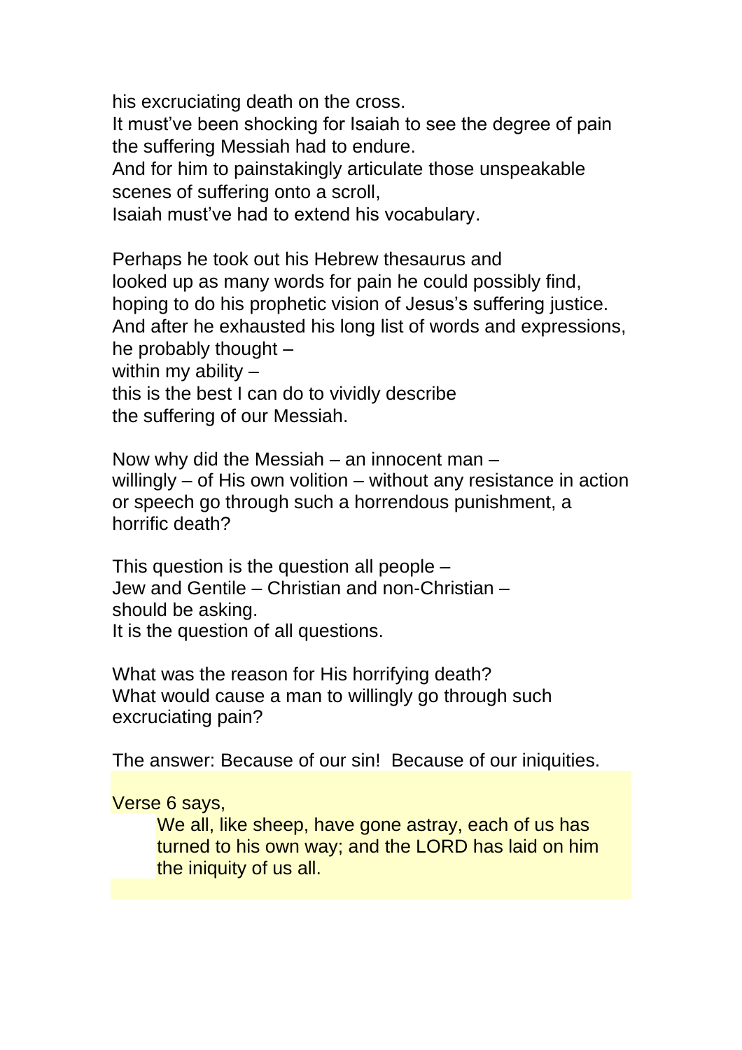his excruciating death on the cross.  
It must've been shocking for Isaiah to see the degree of pain the suffering Messiah had to endure.  
And for him to painstakingly articulate those unspeakable scenes of suffering onto a scroll,  
Isaiah must've had to extend his vocabulary.

Perhaps he took out his Hebrew thesaurus and  
looked up as many words for pain he could possibly find,  
hoping to do his prophetic vision of Jesus's suffering justice.  
And after he exhausted his long list of words and expressions,  
he probably thought –  
within my ability –  
this is the best I can do to vividly describe  
the suffering of our Messiah.

Now why did the Messiah – an innocent man –  
willingly – of His own volition – without any resistance in action or speech go through such a horrendous punishment, a horrific death?

This question is the question all people –  
Jew and Gentile – Christian and non-Christian –  
should be asking.  
It is the question of all questions.

What was the reason for His horrifying death?  
What would cause a man to willingly go through such excruciating pain?

The answer: Because of our sin! Because of our iniquities.

Verse 6 says,

> We all, like sheep, have gone astray, each of us has turned to his own way; and the LORD has laid on him the iniquity of us all.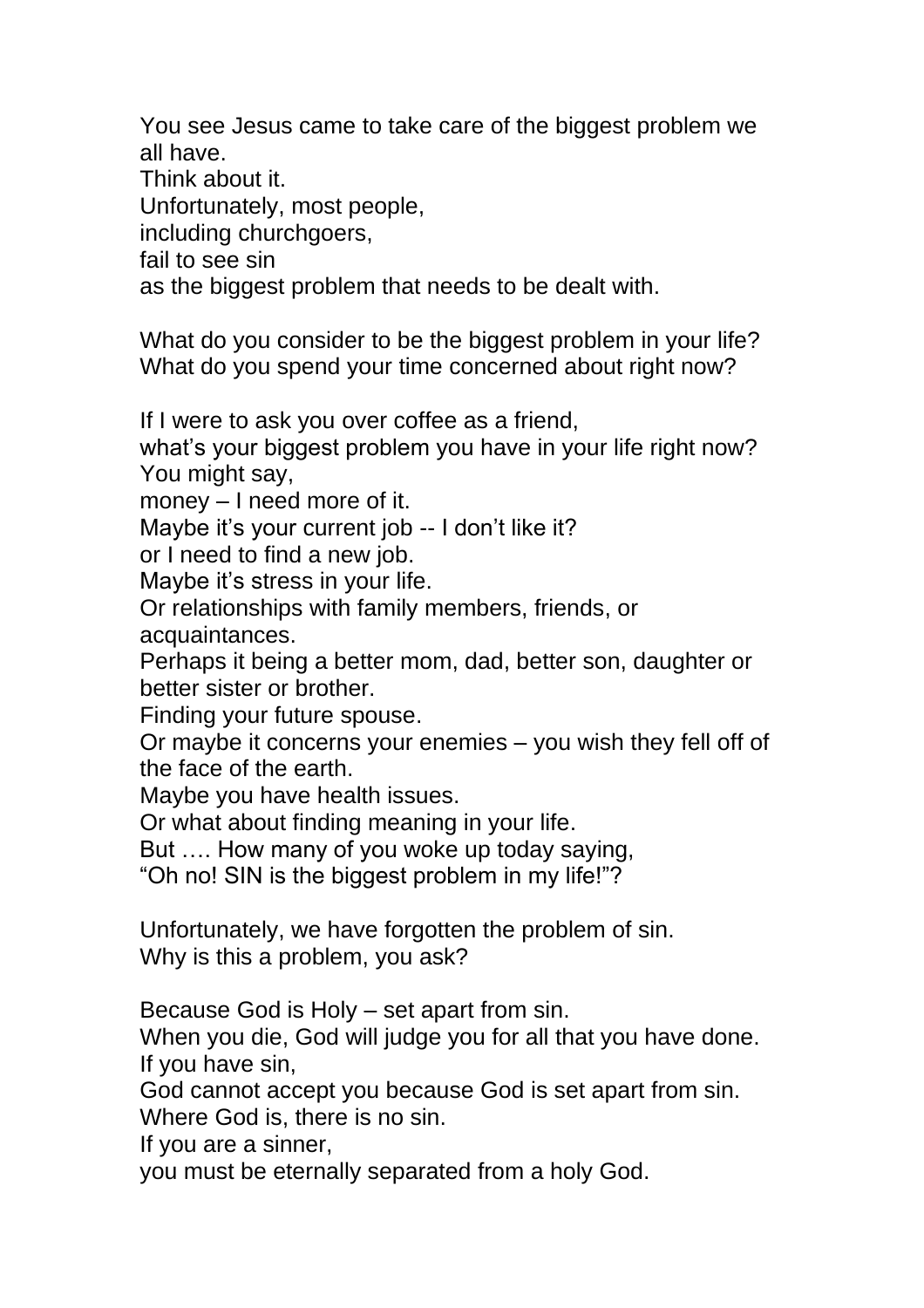You see Jesus came to take care of the biggest problem we all have.
Think about it.
Unfortunately, most people,
including churchgoers,
fail to see sin
as the biggest problem that needs to be dealt with.

What do you consider to be the biggest problem in your life?
What do you spend your time concerned about right now?

If I were to ask you over coffee as a friend,
what's your biggest problem you have in your life right now?
You might say,
money – I need more of it.
Maybe it's your current job -- I don't like it?
or I need to find a new job.
Maybe it's stress in your life.
Or relationships with family members, friends, or acquaintances.
Perhaps it being a better mom, dad, better son, daughter or better sister or brother.
Finding your future spouse.
Or maybe it concerns your enemies – you wish they fell off of the face of the earth.
Maybe you have health issues.
Or what about finding meaning in your life.
But …. How many of you woke up today saying,
"Oh no! SIN is the biggest problem in my life!"?

Unfortunately, we have forgotten the problem of sin.
Why is this a problem, you ask?

Because God is Holy – set apart from sin.
When you die, God will judge you for all that you have done.
If you have sin,
God cannot accept you because God is set apart from sin.
Where God is, there is no sin.
If you are a sinner,
you must be eternally separated from a holy God.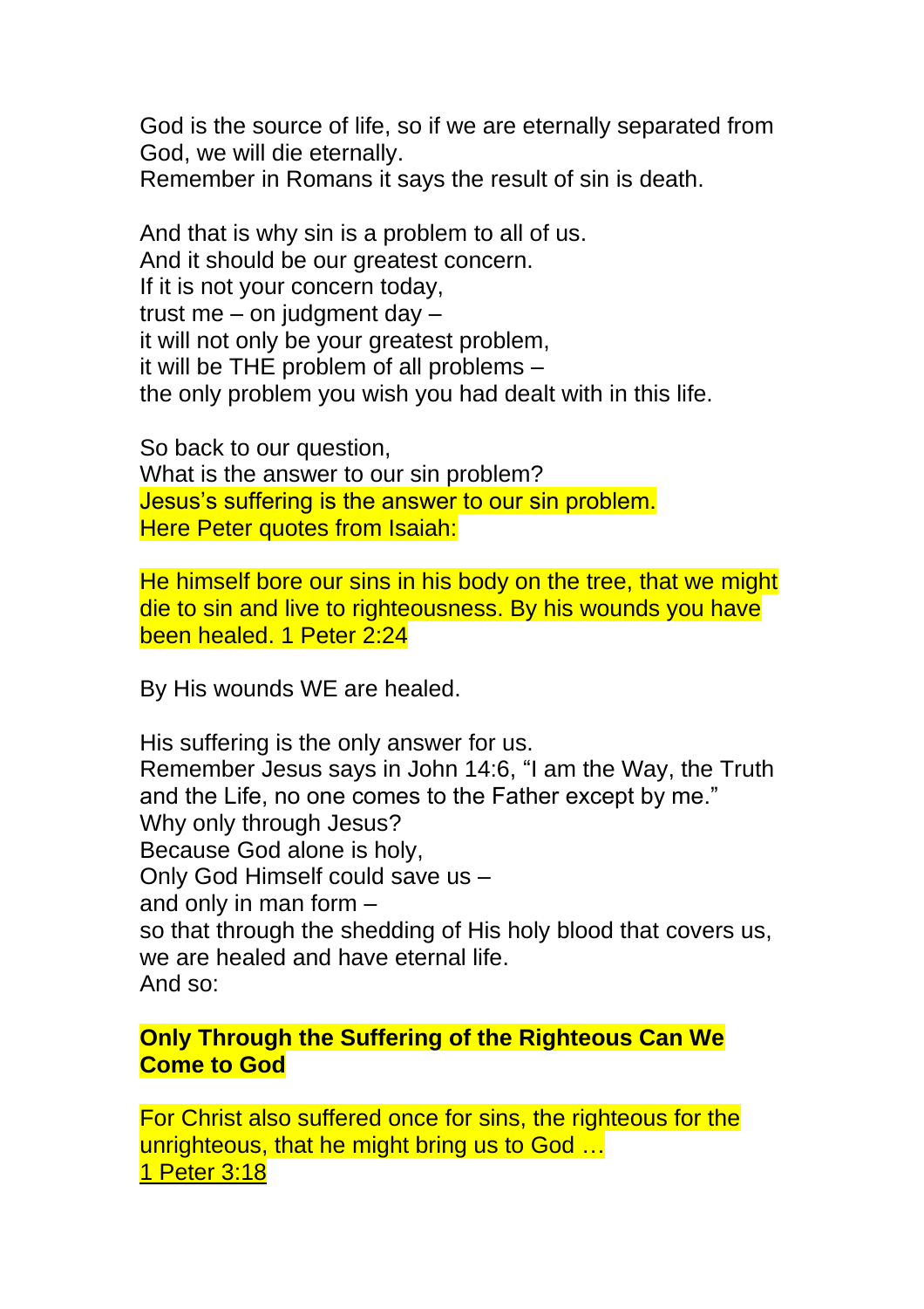God is the source of life, so if we are eternally separated from God, we will die eternally.
Remember in Romans it says the result of sin is death.

And that is why sin is a problem to all of us.
And it should be our greatest concern.
If it is not your concern today,
trust me – on judgment day –
it will not only be your greatest problem,
it will be THE problem of all problems –
the only problem you wish you had dealt with in this life.

So back to our question,
What is the answer to our sin problem?
Jesus's suffering is the answer to our sin problem.
Here Peter quotes from Isaiah:

He himself bore our sins in his body on the tree, that we might die to sin and live to righteousness. By his wounds you have been healed. 1 Peter 2:24

By His wounds WE are healed.

His suffering is the only answer for us.
Remember Jesus says in John 14:6, "I am the Way, the Truth and the Life, no one comes to the Father except by me."
Why only through Jesus?
Because God alone is holy,
Only God Himself could save us –
and only in man form –
so that through the shedding of His holy blood that covers us, we are healed and have eternal life.
And so:

**Only Through the Suffering of the Righteous Can We Come to God**

For Christ also suffered once for sins, the righteous for the unrighteous, that he might bring us to God …
1 Peter 3:18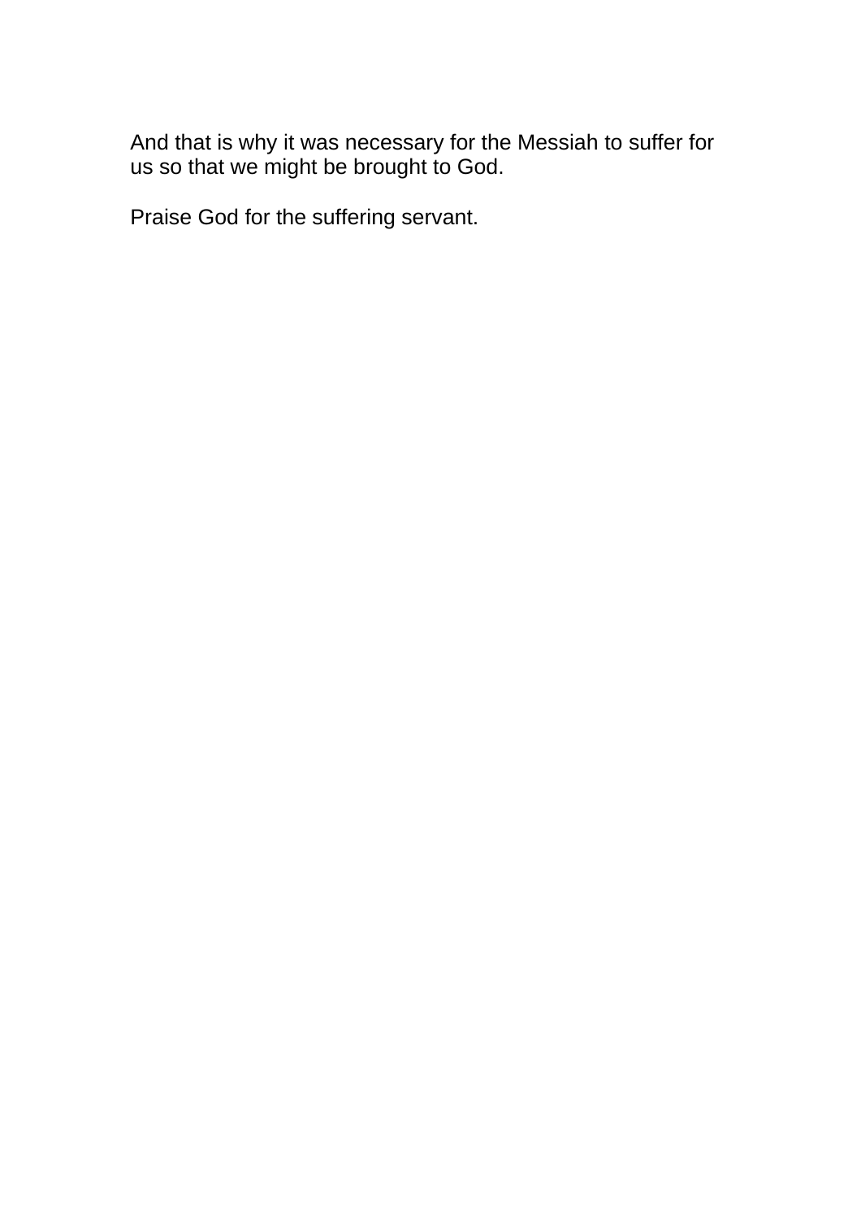And that is why it was necessary for the Messiah to suffer for us so that we might be brought to God.

Praise God for the suffering servant.